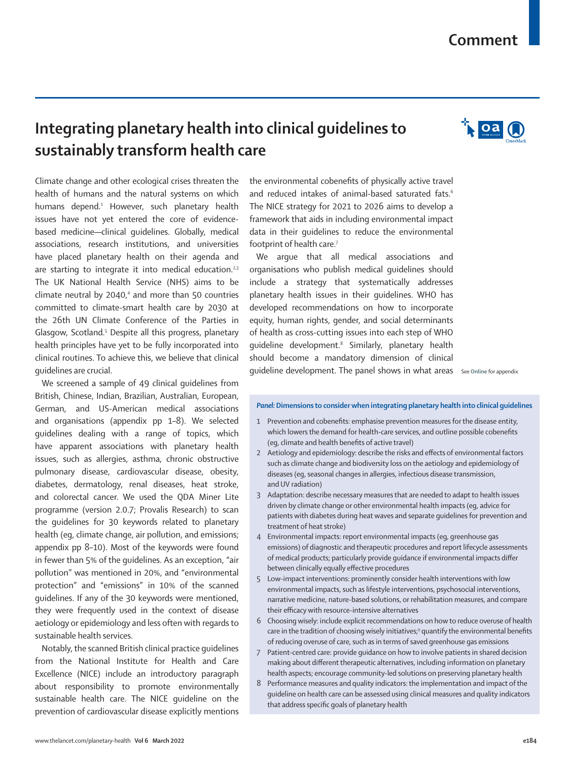# Integrating planetary health into clinical guidelines to sustainably transform health care

Climate change and other ecological crises threaten the health of humans and the natural systems on which humans depend.[1] However, such planetary health issues have not yet entered the core of evidence-based medicine—clinical guidelines. Globally, medical associations, research institutions, and universities have placed planetary health on their agenda and are starting to integrate it into medical education.[2,3] The UK National Health Service (NHS) aims to be climate neutral by 2040,[4] and more than 50 countries committed to climate-smart health care by 2030 at the 26th UN Climate Conference of the Parties in Glasgow, Scotland.[5] Despite all this progress, planetary health principles have yet to be fully incorporated into clinical routines. To achieve this, we believe that clinical guidelines are crucial.

We screened a sample of 49 clinical guidelines from British, Chinese, Indian, Brazilian, Australian, European, German, and US-American medical associations and organisations (appendix pp 1–8). We selected guidelines dealing with a range of topics, which have apparent associations with planetary health issues, such as allergies, asthma, chronic obstructive pulmonary disease, cardiovascular disease, obesity, diabetes, dermatology, renal diseases, heat stroke, and colorectal cancer. We used the QDA Miner Lite programme (version 2.0.7; Provalis Research) to scan the guidelines for 30 keywords related to planetary health (eg, climate change, air pollution, and emissions; appendix pp 8–10). Most of the keywords were found in fewer than 5% of the guidelines. As an exception, "air pollution" was mentioned in 20%, and "environmental protection" and "emissions" in 10% of the scanned guidelines. If any of the 30 keywords were mentioned, they were frequently used in the context of disease aetiology or epidemiology and less often with regards to sustainable health services.

Notably, the scanned British clinical practice guidelines from the National Institute for Health and Care Excellence (NICE) include an introductory paragraph about responsibility to promote environmentally sustainable health care. The NICE guideline on the prevention of cardiovascular disease explicitly mentions the environmental cobenefits of physically active travel and reduced intakes of animal-based saturated fats.[6] The NICE strategy for 2021 to 2026 aims to develop a framework that aids in including environmental impact data in their guidelines to reduce the environmental footprint of health care.[7]

We argue that all medical associations and organisations who publish medical guidelines should include a strategy that systematically addresses planetary health issues in their guidelines. WHO has developed recommendations on how to incorporate equity, human rights, gender, and social determinants of health as cross-cutting issues into each step of WHO guideline development.[8] Similarly, planetary health should become a mandatory dimension of clinical guideline development. The panel shows in what areas

See **Online** for appendix

***Panel:* Dimensions to consider when integrating planetary health into clinical guidelines**

1. Prevention and cobenefits: emphasise prevention measures for the disease entity, which lowers the demand for health-care services, and outline possible cobenefits (eg, climate and health benefits of active travel)
2. Aetiology and epidemiology: describe the risks and effects of environmental factors such as climate change and biodiversity loss on the aetiology and epidemiology of diseases (eg, seasonal changes in allergies, infectious disease transmission, and UV radiation)
3. Adaptation: describe necessary measures that are needed to adapt to health issues driven by climate change or other environmental health impacts (eg, advice for patients with diabetes during heat waves and separate guidelines for prevention and treatment of heat stroke)
4. Environmental impacts: report environmental impacts (eg, greenhouse gas emissions) of diagnostic and therapeutic procedures and report lifecycle assessments of medical products; particularly provide guidance if environmental impacts differ between clinically equally effective procedures
5. Low-impact interventions: prominently consider health interventions with low environmental impacts, such as lifestyle interventions, psychosocial interventions, narrative medicine, nature-based solutions, or rehabilitation measures, and compare their efficacy with resource-intensive alternatives
6. Choosing wisely: include explicit recommendations on how to reduce overuse of health care in the tradition of choosing wisely initiatives;[9] quantify the environmental benefits of reducing overuse of care, such as in terms of saved greenhouse gas emissions
7. Patient-centred care: provide guidance on how to involve patients in shared decision making about different therapeutic alternatives, including information on planetary health aspects; encourage community-led solutions on preserving planetary health
8. Performance measures and quality indicators: the implementation and impact of the guideline on health care can be assessed using clinical measures and quality indicators that address specific goals of planetary health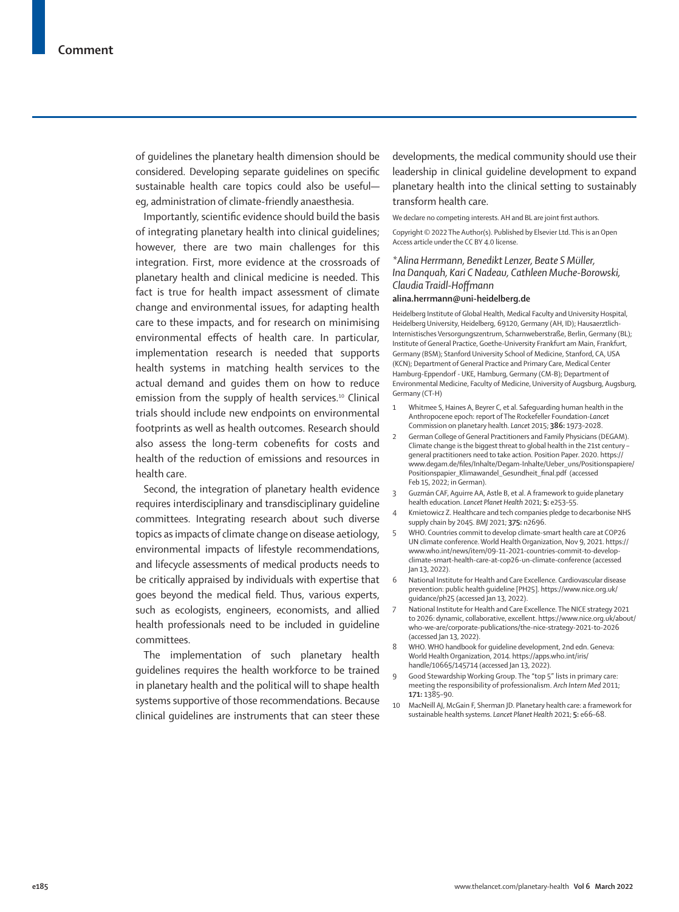of guidelines the planetary health dimension should be considered. Developing separate guidelines on specific sustainable health care topics could also be useful—eg, administration of climate-friendly anaesthesia.

Importantly, scientific evidence should build the basis of integrating planetary health into clinical guidelines; however, there are two main challenges for this integration. First, more evidence at the crossroads of planetary health and clinical medicine is needed. This fact is true for health impact assessment of climate change and environmental issues, for adapting health care to these impacts, and for research on minimising environmental effects of health care. In particular, implementation research is needed that supports health systems in matching health services to the actual demand and guides them on how to reduce emission from the supply of health services.[10] Clinical trials should include new endpoints on environmental footprints as well as health outcomes. Research should also assess the long-term cobenefits for costs and health of the reduction of emissions and resources in health care.

Second, the integration of planetary health evidence requires interdisciplinary and transdisciplinary guideline committees. Integrating research about such diverse topics as impacts of climate change on disease aetiology, environmental impacts of lifestyle recommendations, and lifecycle assessments of medical products needs to be critically appraised by individuals with expertise that goes beyond the medical field. Thus, various experts, such as ecologists, engineers, economists, and allied health professionals need to be included in guideline committees.

The implementation of such planetary health guidelines requires the health workforce to be trained in planetary health and the political will to shape health systems supportive of those recommendations. Because clinical guidelines are instruments that can steer these developments, the medical community should use their leadership in clinical guideline development to expand planetary health into the clinical setting to sustainably transform health care.

We declare no competing interests. AH and BL are joint first authors.

Copyright © 2022 The Author(s). Published by Elsevier Ltd. This is an Open Access article under the CC BY 4.0 license.

*Alina Herrmann, Benedikt Lenzer, Beate S Müller, Ina Danquah, Kari C Nadeau, Cathleen Muche-Borowski, Claudia Traidl-Hoffmann*
**alina.herrmann@uni-heidelberg.de**

Heidelberg Institute of Global Health, Medical Faculty and University Hospital, Heidelberg University, Heidelberg, 69120, Germany (AH, ID); Hausaerztlich-Internistisches Versorgungszentrum, Scharnweberstraße, Berlin, Germany (BL); Institute of General Practice, Goethe-University Frankfurt am Main, Frankfurt, Germany (BSM); Stanford University School of Medicine, Stanford, CA, USA (KCN); Department of General Practice and Primary Care, Medical Center Hamburg-Eppendorf - UKE, Hamburg, Germany (CM-B); Department of Environmental Medicine, Faculty of Medicine, University of Augsburg, Augsburg, Germany (CT-H)

1. Whitmee S, Haines A, Beyrer C, et al. Safeguarding human health in the Anthropocene epoch: report of The Rockefeller Foundation-*Lancet* Commission on planetary health. *Lancet* 2015; **386:** 1973–2028.
2. German College of General Practitioners and Family Physicians (DEGAM). Climate change is the biggest threat to global health in the 21st century – general practitioners need to take action. Position Paper. 2020. https://www.degam.de/files/Inhalte/Degam-Inhalte/Ueber_uns/Positionspapiere/Positionspapier_Klimawandel_Gesundheit_final.pdf (accessed Feb 15, 2022; in German).
3. Guzmán CAF, Aguirre AA, Astle B, et al. A framework to guide planetary health education. *Lancet Planet Health* 2021; **5:** e253–55.
4. Kmietowicz Z. Healthcare and tech companies pledge to decarbonise NHS supply chain by 2045. *BMJ* 2021; **375:** n2696.
5. WHO. Countries commit to develop climate-smart health care at COP26 UN climate conference. World Health Organization, Nov 9, 2021. https://www.who.int/news/item/09-11-2021-countries-commit-to-develop-climate-smart-health-care-at-cop26-un-climate-conference (accessed Jan 13, 2022).
6. National Institute for Health and Care Excellence. Cardiovascular disease prevention: public health guideline [PH25]. https://www.nice.org.uk/guidance/ph25 (accessed Jan 13, 2022).
7. National Institute for Health and Care Excellence. The NICE strategy 2021 to 2026: dynamic, collaborative, excellent. https://www.nice.org.uk/about/who-we-are/corporate-publications/the-nice-strategy-2021-to-2026 (accessed Jan 13, 2022).
8. WHO. WHO handbook for guideline development, 2nd edn. Geneva: World Health Organization, 2014. https://apps.who.int/iris/handle/10665/145714 (accessed Jan 13, 2022).
9. Good Stewardship Working Group. The "top 5" lists in primary care: meeting the responsibility of professionalism. *Arch Intern Med* 2011; **171:** 1385–90.
10. MacNeill AJ, McGain F, Sherman JD. Planetary health care: a framework for sustainable health systems. *Lancet Planet Health* 2021; **5:** e66–68.